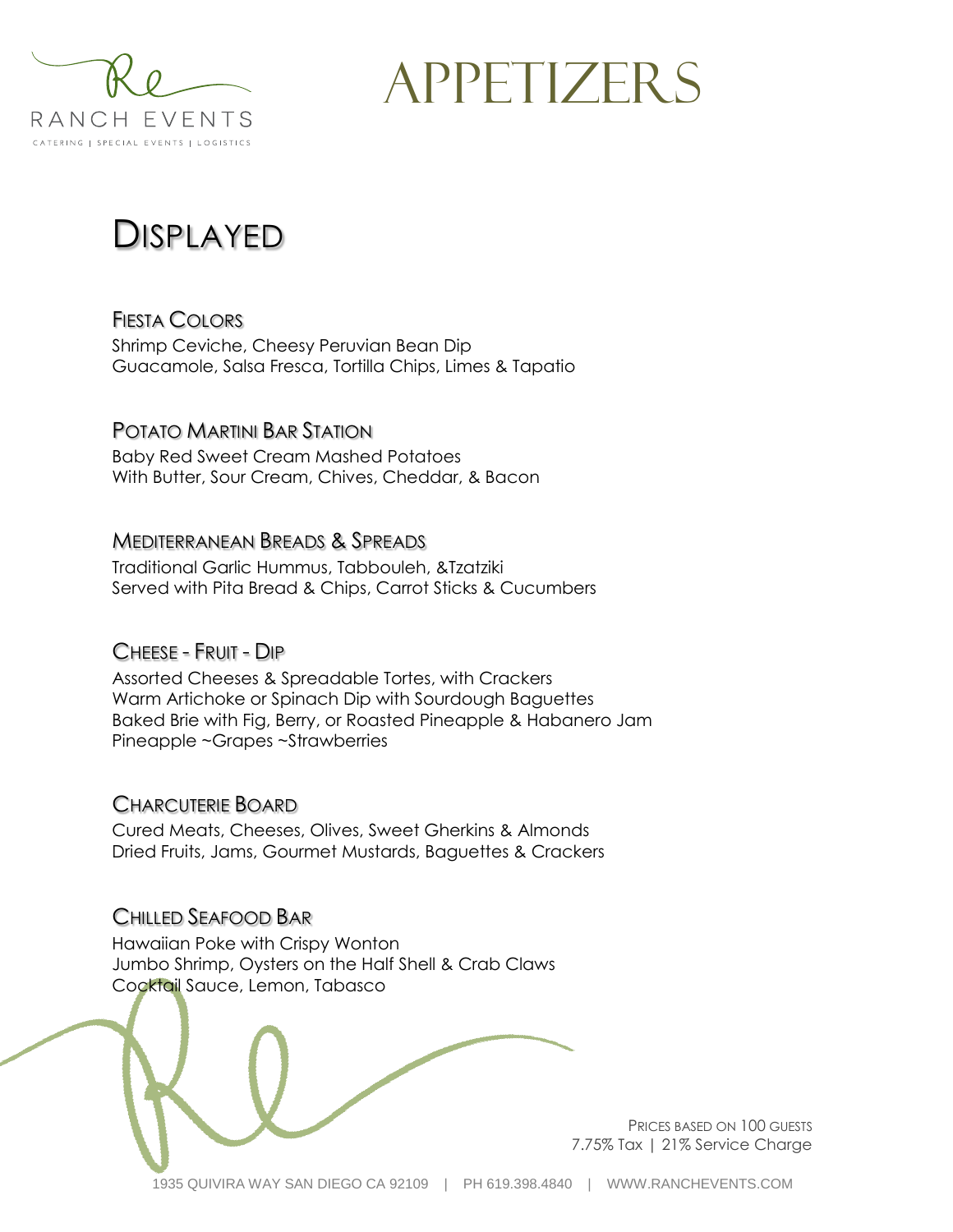# APPETIZERS

## DISPLAYED

### FIESTA COLORS

Shrimp Ceviche, Cheesy Peruvian Bean Dip
Guacamole, Salsa Fresca, Tortilla Chips, Limes & Tapatio

### POTATO MARTINI BAR STATION

Baby Red Sweet Cream Mashed Potatoes
With Butter, Sour Cream, Chives, Cheddar, & Bacon

### MEDITERRANEAN BREADS & SPREADS

Traditional Garlic Hummus, Tabbouleh, &Tzatziki
Served with Pita Bread & Chips, Carrot Sticks & Cucumbers

### CHEESE - FRUIT - DIP

Assorted Cheeses & Spreadable Tortes, with Crackers
Warm Artichoke or Spinach Dip with Sourdough Baguettes
Baked Brie with Fig, Berry, or Roasted Pineapple & Habanero Jam
Pineapple ~Grapes ~Strawberries

### CHARCUTERIE BOARD

Cured Meats, Cheeses, Olives, Sweet Gherkins & Almonds
Dried Fruits, Jams, Gourmet Mustards, Baguettes & Crackers

### CHILLED SEAFOOD BAR

Hawaiian Poke with Crispy Wonton
Jumbo Shrimp, Oysters on the Half Shell & Crab Claws
Cocktail Sauce, Lemon, Tabasco

PRICES BASED ON 100 GUESTS
7.75% Tax | 21% Service Charge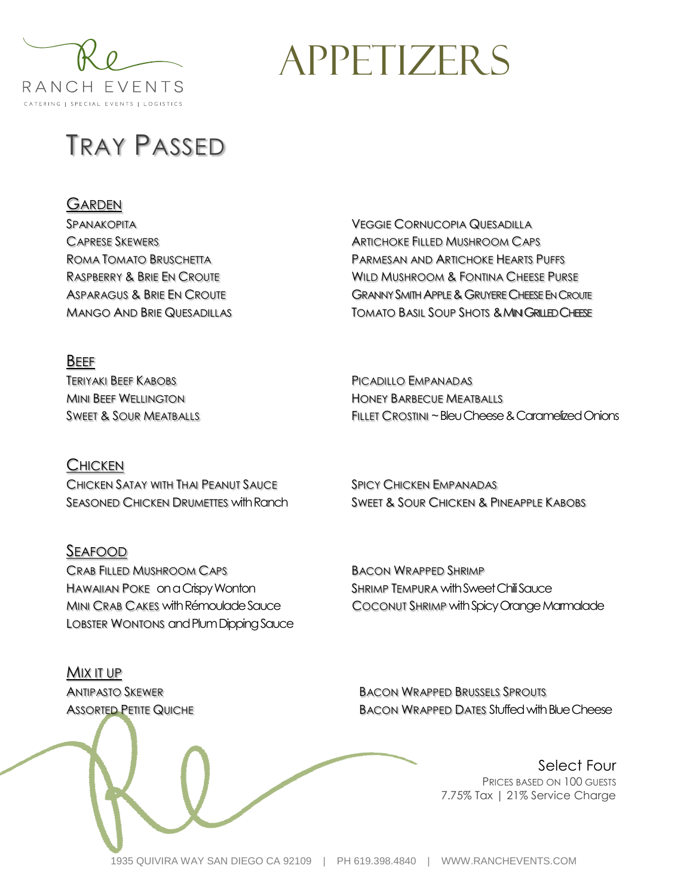Re RANCH EVENTS
CATERING | SPECIAL EVENTS | LOGISTICS

# Appetizers

## Tray Passed

### Garden

- Spanakopita
- Caprese Skewers
- Roma Tomato Bruschetta
- Raspberry & Brie En Croute
- Asparagus & Brie En Croute
- Mango And Brie Quesadillas
- Veggie Cornucopia Quesadilla
- Artichoke Filled Mushroom Caps
- Parmesan and Artichoke Hearts Puffs
- Wild Mushroom & Fontina Cheese Purse
- Granny Smith Apple & Gruyere Cheese En Croute
- Tomato Basil Soup Shots & Mini Grilled Cheese

### Beef

- Teriyaki Beef Kabobs
- Mini Beef Wellington
- Sweet & Sour Meatballs
- Picadillo Empanadas
- Honey Barbecue Meatballs
- Fillet Crostini ~ Bleu Cheese & Caramelized Onions

### Chicken

- Chicken Satay with Thai Peanut Sauce
- Seasoned Chicken Drumettes with Ranch
- Spicy Chicken Empanadas
- Sweet & Sour Chicken & Pineapple Kabobs

### Seafood

- Crab Filled Mushroom Caps
- Hawaiian Poke on a Crispy Wonton
- Mini Crab Cakes with Rémoulade Sauce
- Lobster Wontons and Plum Dipping Sauce
- Bacon Wrapped Shrimp
- Shrimp Tempura with Sweet Chili Sauce
- Coconut Shrimp with Spicy Orange Marmalade

### Mix it up

- Antipasto Skewer
- Assorted Petite Quiche
- Bacon Wrapped Brussels Sprouts
- Bacon Wrapped Dates Stuffed with Blue Cheese

Select Four
Prices based on 100 guests
7.75% Tax | 21% Service Charge

1935 QUIVIRA WAY SAN DIEGO CA 92109 | PH 619.398.4840 | WWW.RANCHEVENTS.COM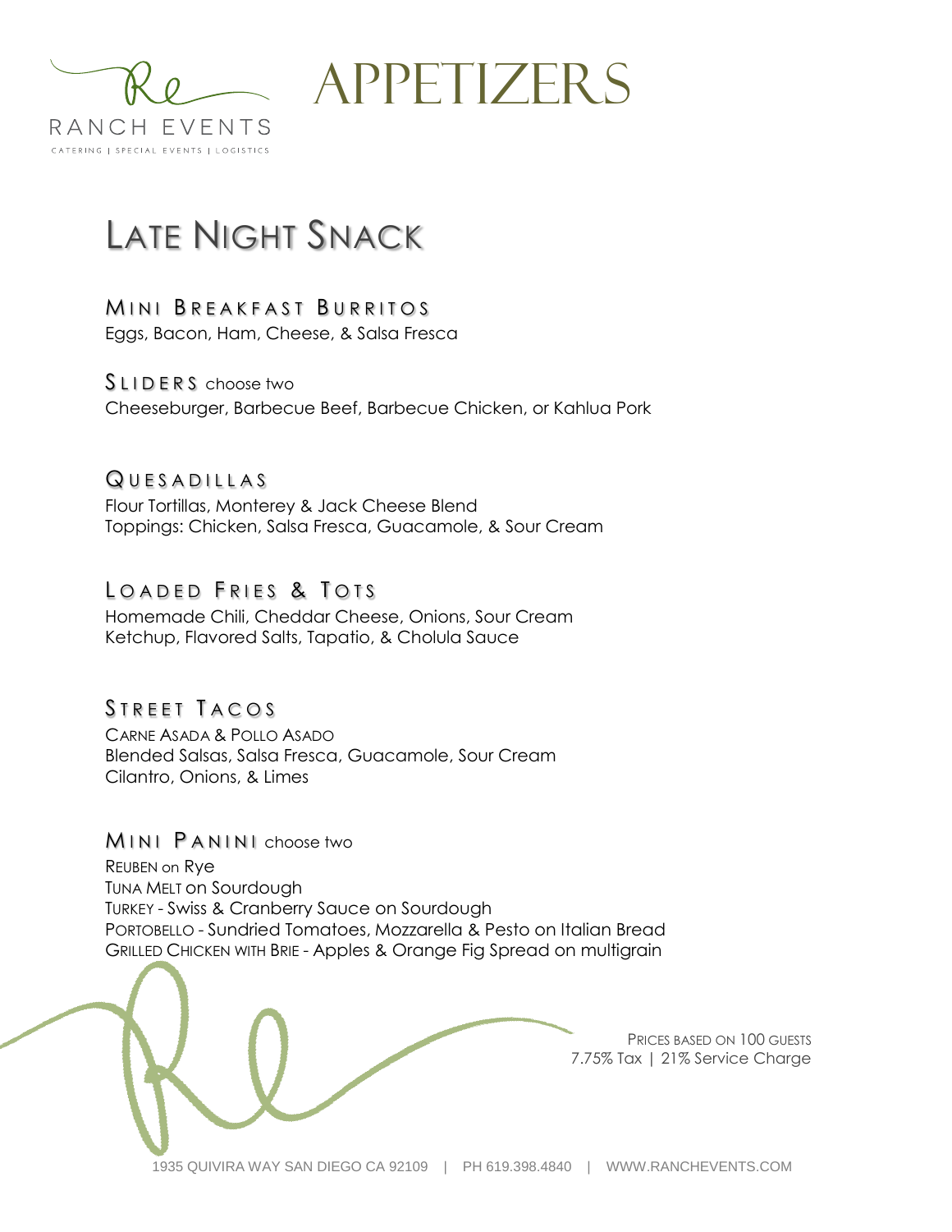RANCH EVENTS

CATERING | SPECIAL EVENTS | LOGISTICS

# APPETIZERS

## LATE NIGHT SNACK

### MINI BREAKFAST BURRITOS

Eggs, Bacon, Ham, Cheese, & Salsa Fresca

### SLIDERS choose two

Cheeseburger, Barbecue Beef, Barbecue Chicken, or Kahlua Pork

### QUESADILLAS

Flour Tortillas, Monterey & Jack Cheese Blend
Toppings: Chicken, Salsa Fresca, Guacamole, & Sour Cream

### LOADED FRIES & TOTS

Homemade Chili, Cheddar Cheese, Onions, Sour Cream
Ketchup, Flavored Salts, Tapatio, & Cholula Sauce

### STREET TACOS

CARNE ASADA & POLLO ASADO
Blended Salsas, Salsa Fresca, Guacamole, Sour Cream
Cilantro, Onions, & Limes

### MINI PANINI choose two

REUBEN on Rye
TUNA MELT on Sourdough
TURKEY - Swiss & Cranberry Sauce on Sourdough
PORTOBELLO - Sundried Tomatoes, Mozzarella & Pesto on Italian Bread
GRILLED CHICKEN WITH BRIE - Apples & Orange Fig Spread on multigrain

PRICES BASED ON 100 GUESTS
7.75% Tax | 21% Service Charge

1935 QUIVIRA WAY SAN DIEGO CA 92109 | PH 619.398.4840 | WWW.RANCHEVENTS.COM